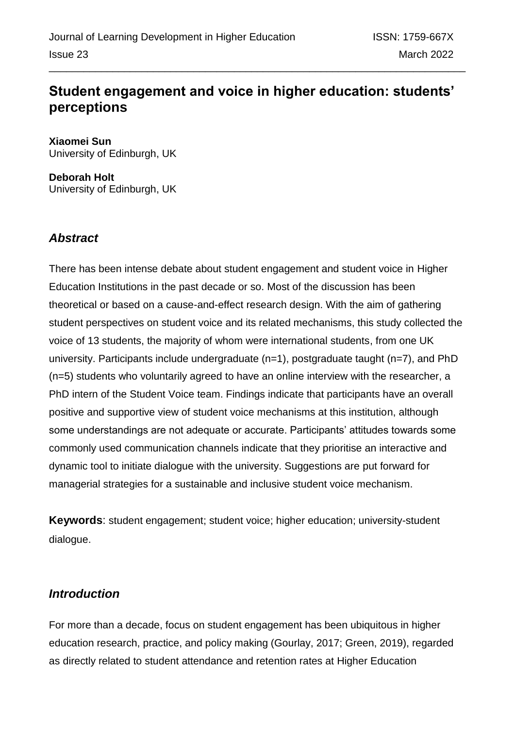# Student engagement and voice in higher education: students' perceptions

**Xiaomei Sun**
University of Edinburgh, UK

**Deborah Holt**
University of Edinburgh, UK

## *Abstract*

There has been intense debate about student engagement and student voice in Higher Education Institutions in the past decade or so. Most of the discussion has been theoretical or based on a cause-and-effect research design. With the aim of gathering student perspectives on student voice and its related mechanisms, this study collected the voice of 13 students, the majority of whom were international students, from one UK university. Participants include undergraduate (n=1), postgraduate taught (n=7), and PhD (n=5) students who voluntarily agreed to have an online interview with the researcher, a PhD intern of the Student Voice team. Findings indicate that participants have an overall positive and supportive view of student voice mechanisms at this institution, although some understandings are not adequate or accurate. Participants' attitudes towards some commonly used communication channels indicate that they prioritise an interactive and dynamic tool to initiate dialogue with the university. Suggestions are put forward for managerial strategies for a sustainable and inclusive student voice mechanism.

**Keywords**: student engagement; student voice; higher education; university-student dialogue.

## *Introduction*

For more than a decade, focus on student engagement has been ubiquitous in higher education research, practice, and policy making (Gourlay, 2017; Green, 2019), regarded as directly related to student attendance and retention rates at Higher Education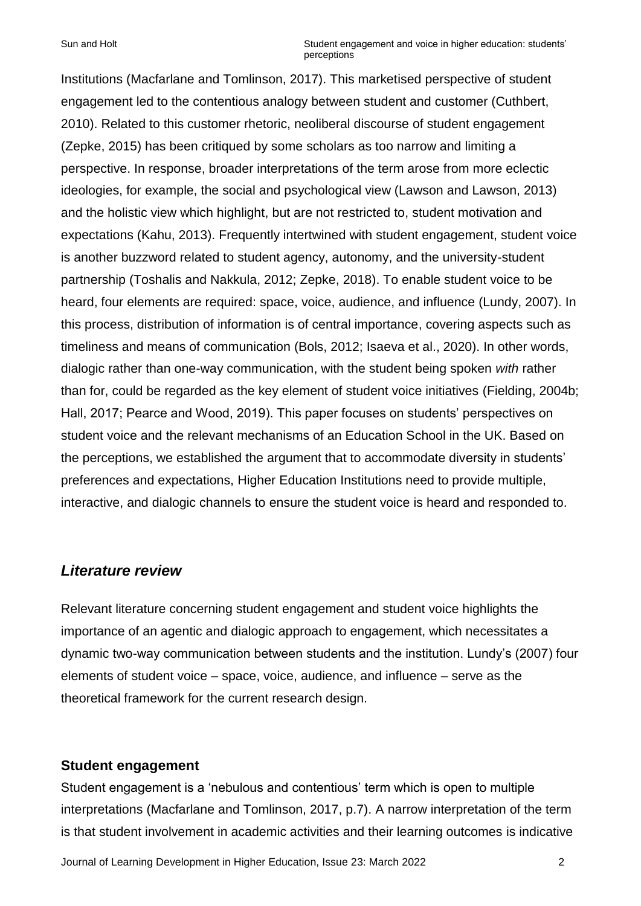Institutions (Macfarlane and Tomlinson, 2017). This marketised perspective of student engagement led to the contentious analogy between student and customer (Cuthbert, 2010). Related to this customer rhetoric, neoliberal discourse of student engagement (Zepke, 2015) has been critiqued by some scholars as too narrow and limiting a perspective. In response, broader interpretations of the term arose from more eclectic ideologies, for example, the social and psychological view (Lawson and Lawson, 2013) and the holistic view which highlight, but are not restricted to, student motivation and expectations (Kahu, 2013). Frequently intertwined with student engagement, student voice is another buzzword related to student agency, autonomy, and the university-student partnership (Toshalis and Nakkula, 2012; Zepke, 2018). To enable student voice to be heard, four elements are required: space, voice, audience, and influence (Lundy, 2007). In this process, distribution of information is of central importance, covering aspects such as timeliness and means of communication (Bols, 2012; Isaeva et al., 2020). In other words, dialogic rather than one-way communication, with the student being spoken *with* rather than for, could be regarded as the key element of student voice initiatives (Fielding, 2004b; Hall, 2017; Pearce and Wood, 2019). This paper focuses on students' perspectives on student voice and the relevant mechanisms of an Education School in the UK. Based on the perceptions, we established the argument that to accommodate diversity in students' preferences and expectations, Higher Education Institutions need to provide multiple, interactive, and dialogic channels to ensure the student voice is heard and responded to.

## *Literature review*

Relevant literature concerning student engagement and student voice highlights the importance of an agentic and dialogic approach to engagement, which necessitates a dynamic two-way communication between students and the institution. Lundy's (2007) four elements of student voice – space, voice, audience, and influence – serve as the theoretical framework for the current research design.

### **Student engagement**

Student engagement is a 'nebulous and contentious' term which is open to multiple interpretations (Macfarlane and Tomlinson, 2017, p.7). A narrow interpretation of the term is that student involvement in academic activities and their learning outcomes is indicative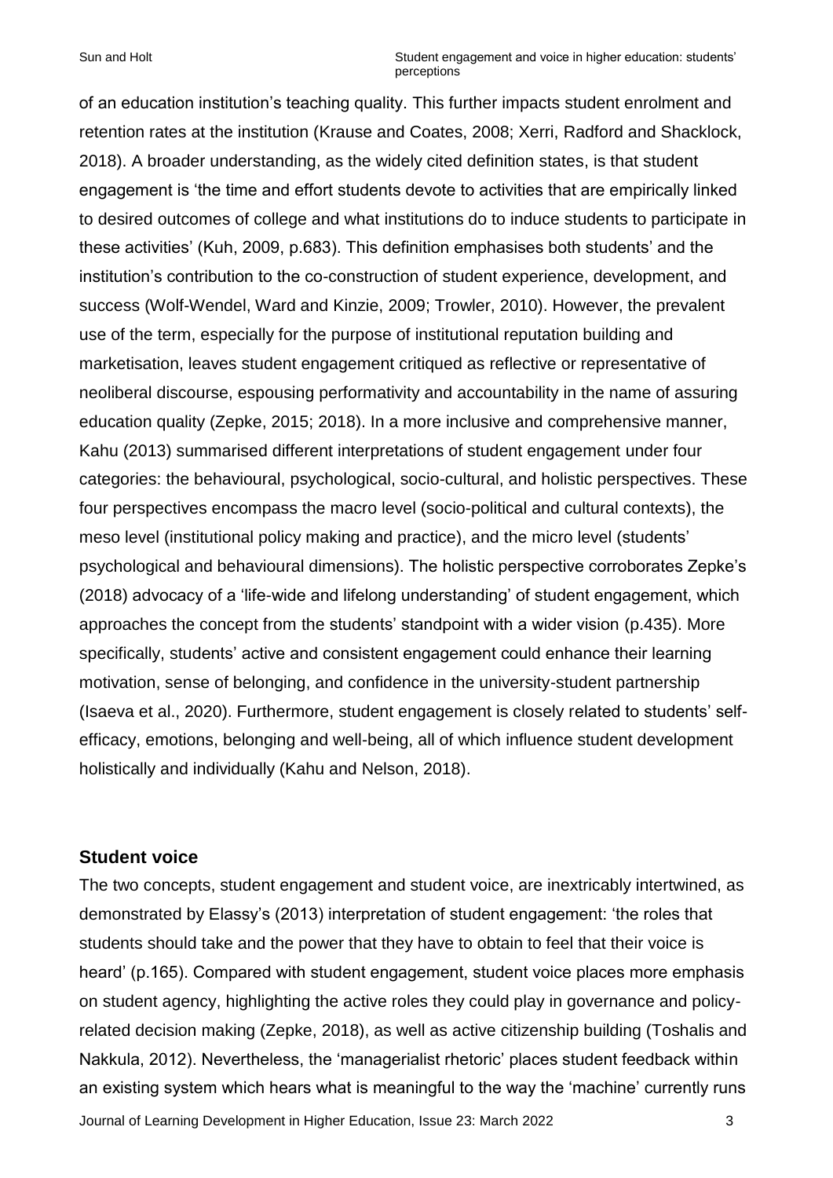of an education institution's teaching quality. This further impacts student enrolment and retention rates at the institution (Krause and Coates, 2008; Xerri, Radford and Shacklock, 2018). A broader understanding, as the widely cited definition states, is that student engagement is 'the time and effort students devote to activities that are empirically linked to desired outcomes of college and what institutions do to induce students to participate in these activities' (Kuh, 2009, p.683). This definition emphasises both students' and the institution's contribution to the co-construction of student experience, development, and success (Wolf-Wendel, Ward and Kinzie, 2009; Trowler, 2010). However, the prevalent use of the term, especially for the purpose of institutional reputation building and marketisation, leaves student engagement critiqued as reflective or representative of neoliberal discourse, espousing performativity and accountability in the name of assuring education quality (Zepke, 2015; 2018). In a more inclusive and comprehensive manner, Kahu (2013) summarised different interpretations of student engagement under four categories: the behavioural, psychological, socio-cultural, and holistic perspectives. These four perspectives encompass the macro level (socio-political and cultural contexts), the meso level (institutional policy making and practice), and the micro level (students' psychological and behavioural dimensions). The holistic perspective corroborates Zepke's (2018) advocacy of a 'life-wide and lifelong understanding' of student engagement, which approaches the concept from the students' standpoint with a wider vision (p.435). More specifically, students' active and consistent engagement could enhance their learning motivation, sense of belonging, and confidence in the university-student partnership (Isaeva et al., 2020). Furthermore, student engagement is closely related to students' self-efficacy, emotions, belonging and well-being, all of which influence student development holistically and individually (Kahu and Nelson, 2018).

## Student voice

The two concepts, student engagement and student voice, are inextricably intertwined, as demonstrated by Elassy's (2013) interpretation of student engagement: 'the roles that students should take and the power that they have to obtain to feel that their voice is heard' (p.165). Compared with student engagement, student voice places more emphasis on student agency, highlighting the active roles they could play in governance and policy-related decision making (Zepke, 2018), as well as active citizenship building (Toshalis and Nakkula, 2012). Nevertheless, the 'managerialist rhetoric' places student feedback within an existing system which hears what is meaningful to the way the 'machine' currently runs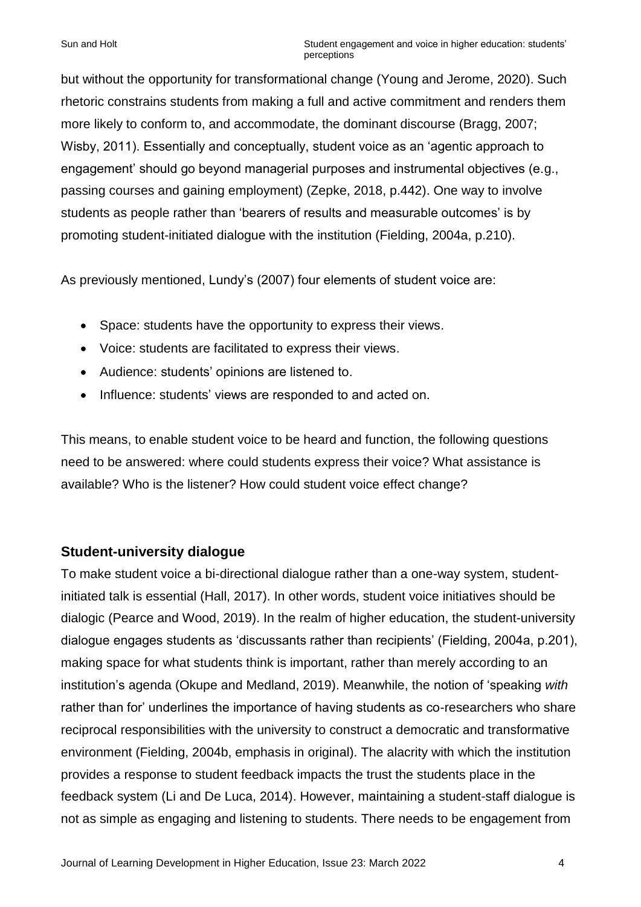but without the opportunity for transformational change (Young and Jerome, 2020). Such rhetoric constrains students from making a full and active commitment and renders them more likely to conform to, and accommodate, the dominant discourse (Bragg, 2007; Wisby, 2011). Essentially and conceptually, student voice as an 'agentic approach to engagement' should go beyond managerial purposes and instrumental objectives (e.g., passing courses and gaining employment) (Zepke, 2018, p.442). One way to involve students as people rather than 'bearers of results and measurable outcomes' is by promoting student-initiated dialogue with the institution (Fielding, 2004a, p.210).

As previously mentioned, Lundy's (2007) four elements of student voice are:

- Space: students have the opportunity to express their views.
- Voice: students are facilitated to express their views.
- Audience: students' opinions are listened to.
- Influence: students' views are responded to and acted on.

This means, to enable student voice to be heard and function, the following questions need to be answered: where could students express their voice? What assistance is available? Who is the listener? How could student voice effect change?

## Student-university dialogue

To make student voice a bi-directional dialogue rather than a one-way system, student-initiated talk is essential (Hall, 2017). In other words, student voice initiatives should be dialogic (Pearce and Wood, 2019). In the realm of higher education, the student-university dialogue engages students as 'discussants rather than recipients' (Fielding, 2004a, p.201), making space for what students think is important, rather than merely according to an institution's agenda (Okupe and Medland, 2019). Meanwhile, the notion of 'speaking *with* rather than for' underlines the importance of having students as co-researchers who share reciprocal responsibilities with the university to construct a democratic and transformative environment (Fielding, 2004b, emphasis in original). The alacrity with which the institution provides a response to student feedback impacts the trust the students place in the feedback system (Li and De Luca, 2014). However, maintaining a student-staff dialogue is not as simple as engaging and listening to students. There needs to be engagement from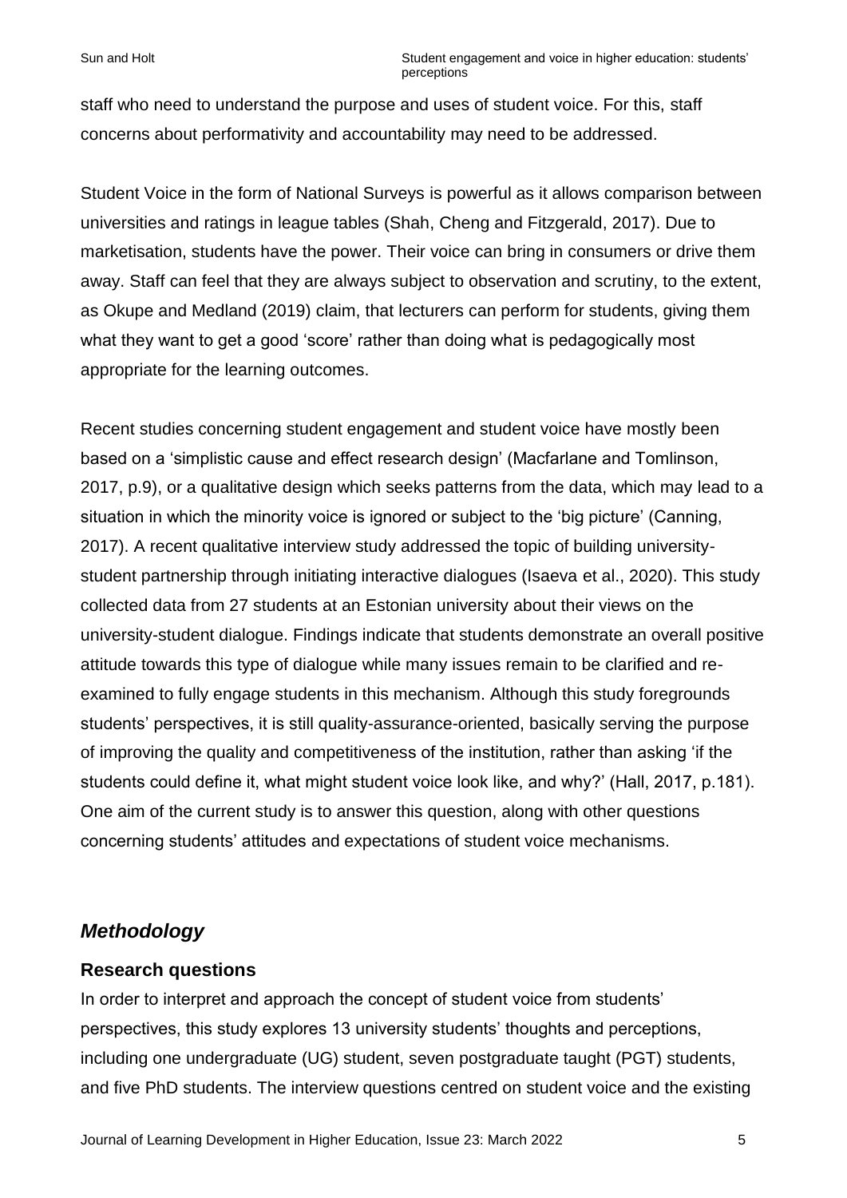staff who need to understand the purpose and uses of student voice. For this, staff concerns about performativity and accountability may need to be addressed.

Student Voice in the form of National Surveys is powerful as it allows comparison between universities and ratings in league tables (Shah, Cheng and Fitzgerald, 2017). Due to marketisation, students have the power. Their voice can bring in consumers or drive them away. Staff can feel that they are always subject to observation and scrutiny, to the extent, as Okupe and Medland (2019) claim, that lecturers can perform for students, giving them what they want to get a good 'score' rather than doing what is pedagogically most appropriate for the learning outcomes.

Recent studies concerning student engagement and student voice have mostly been based on a 'simplistic cause and effect research design' (Macfarlane and Tomlinson, 2017, p.9), or a qualitative design which seeks patterns from the data, which may lead to a situation in which the minority voice is ignored or subject to the 'big picture' (Canning, 2017). A recent qualitative interview study addressed the topic of building university-student partnership through initiating interactive dialogues (Isaeva et al., 2020). This study collected data from 27 students at an Estonian university about their views on the university-student dialogue. Findings indicate that students demonstrate an overall positive attitude towards this type of dialogue while many issues remain to be clarified and re-examined to fully engage students in this mechanism. Although this study foregrounds students' perspectives, it is still quality-assurance-oriented, basically serving the purpose of improving the quality and competitiveness of the institution, rather than asking 'if the students could define it, what might student voice look like, and why?' (Hall, 2017, p.181). One aim of the current study is to answer this question, along with other questions concerning students' attitudes and expectations of student voice mechanisms.

## *Methodology*

### Research questions

In order to interpret and approach the concept of student voice from students' perspectives, this study explores 13 university students' thoughts and perceptions, including one undergraduate (UG) student, seven postgraduate taught (PGT) students, and five PhD students. The interview questions centred on student voice and the existing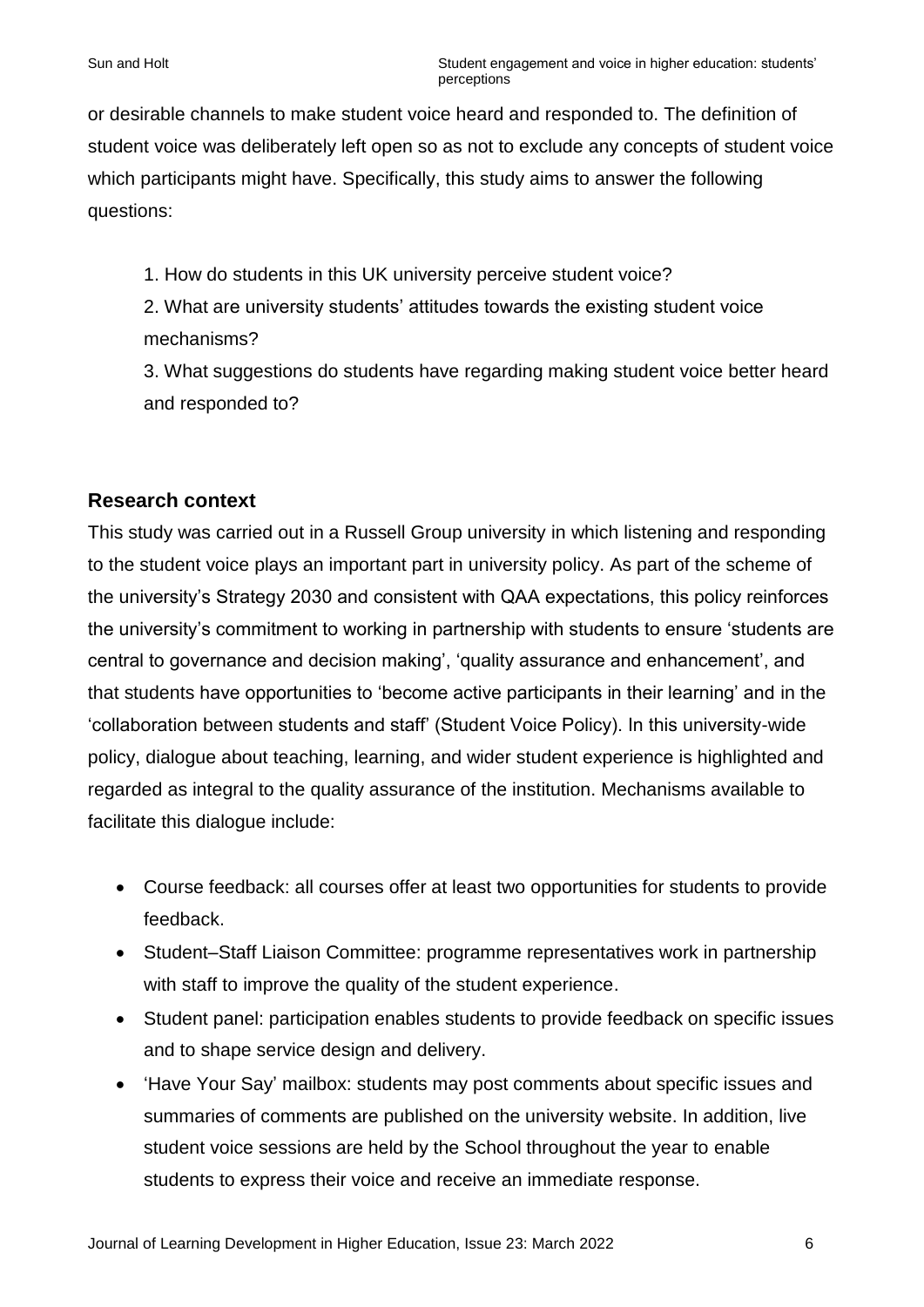or desirable channels to make student voice heard and responded to. The definition of student voice was deliberately left open so as not to exclude any concepts of student voice which participants might have. Specifically, this study aims to answer the following questions:

1. How do students in this UK university perceive student voice?
2. What are university students' attitudes towards the existing student voice mechanisms?
3. What suggestions do students have regarding making student voice better heard and responded to?

## Research context

This study was carried out in a Russell Group university in which listening and responding to the student voice plays an important part in university policy. As part of the scheme of the university's Strategy 2030 and consistent with QAA expectations, this policy reinforces the university's commitment to working in partnership with students to ensure 'students are central to governance and decision making', 'quality assurance and enhancement', and that students have opportunities to 'become active participants in their learning' and in the 'collaboration between students and staff' (Student Voice Policy). In this university-wide policy, dialogue about teaching, learning, and wider student experience is highlighted and regarded as integral to the quality assurance of the institution. Mechanisms available to facilitate this dialogue include:

- Course feedback: all courses offer at least two opportunities for students to provide feedback.
- Student–Staff Liaison Committee: programme representatives work in partnership with staff to improve the quality of the student experience.
- Student panel: participation enables students to provide feedback on specific issues and to shape service design and delivery.
- 'Have Your Say' mailbox: students may post comments about specific issues and summaries of comments are published on the university website. In addition, live student voice sessions are held by the School throughout the year to enable students to express their voice and receive an immediate response.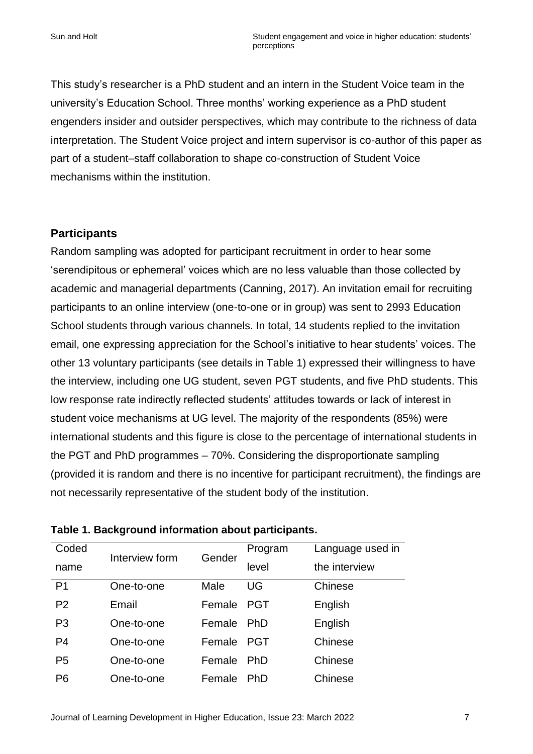This study's researcher is a PhD student and an intern in the Student Voice team in the university's Education School. Three months' working experience as a PhD student engenders insider and outsider perspectives, which may contribute to the richness of data interpretation. The Student Voice project and intern supervisor is co-author of this paper as part of a student–staff collaboration to shape co-construction of Student Voice mechanisms within the institution.

## Participants

Random sampling was adopted for participant recruitment in order to hear some 'serendipitous or ephemeral' voices which are no less valuable than those collected by academic and managerial departments (Canning, 2017). An invitation email for recruiting participants to an online interview (one-to-one or in group) was sent to 2993 Education School students through various channels. In total, 14 students replied to the invitation email, one expressing appreciation for the School's initiative to hear students' voices. The other 13 voluntary participants (see details in Table 1) expressed their willingness to have the interview, including one UG student, seven PGT students, and five PhD students. This low response rate indirectly reflected students' attitudes towards or lack of interest in student voice mechanisms at UG level. The majority of the respondents (85%) were international students and this figure is close to the percentage of international students in the PGT and PhD programmes – 70%. Considering the disproportionate sampling (provided it is random and there is no incentive for participant recruitment), the findings are not necessarily representative of the student body of the institution.

**Table 1. Background information about participants.**

| Coded name | Interview form | Gender | Program level | Language used in the interview |
|---|---|---|---|---|
| P1 | One-to-one | Male | UG | Chinese |
| P2 | Email | Female | PGT | English |
| P3 | One-to-one | Female | PhD | English |
| P4 | One-to-one | Female | PGT | Chinese |
| P5 | One-to-one | Female | PhD | Chinese |
| P6 | One-to-one | Female | PhD | Chinese |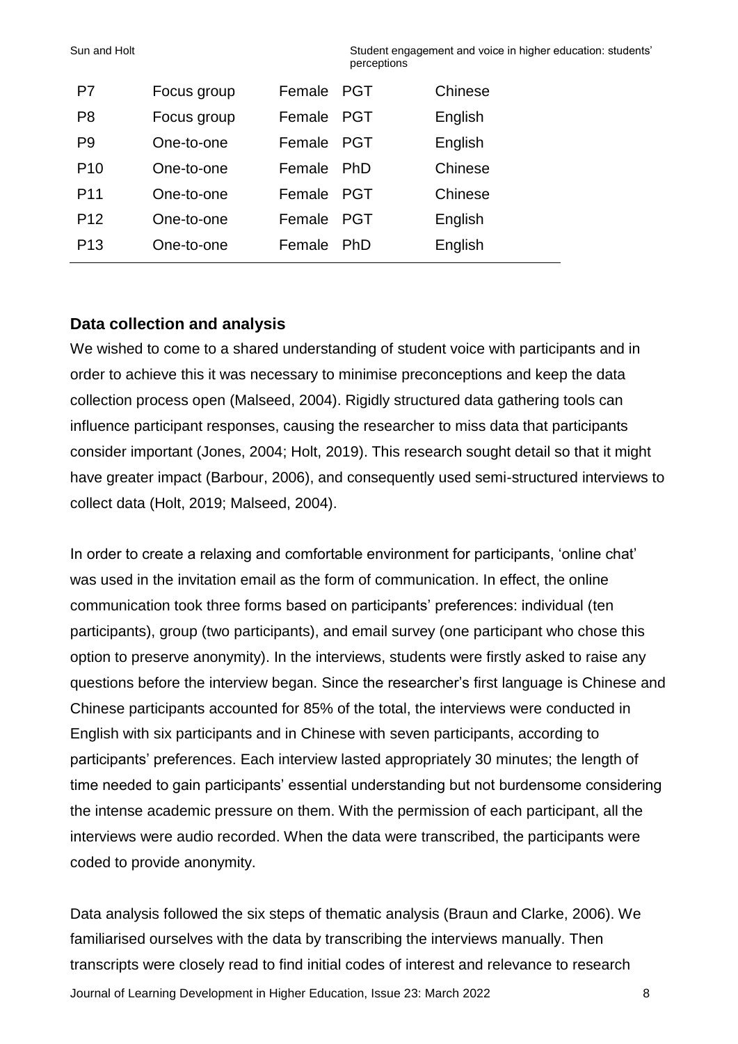| | | | | |
|---|---|---|---|---|
| P7 | Focus group | Female | PGT | Chinese |
| P8 | Focus group | Female | PGT | English |
| P9 | One-to-one | Female | PGT | English |
| P10 | One-to-one | Female | PhD | Chinese |
| P11 | One-to-one | Female | PGT | Chinese |
| P12 | One-to-one | Female | PGT | English |
| P13 | One-to-one | Female | PhD | English |

### Data collection and analysis

We wished to come to a shared understanding of student voice with participants and in order to achieve this it was necessary to minimise preconceptions and keep the data collection process open (Malseed, 2004). Rigidly structured data gathering tools can influence participant responses, causing the researcher to miss data that participants consider important (Jones, 2004; Holt, 2019). This research sought detail so that it might have greater impact (Barbour, 2006), and consequently used semi-structured interviews to collect data (Holt, 2019; Malseed, 2004).

In order to create a relaxing and comfortable environment for participants, 'online chat' was used in the invitation email as the form of communication. In effect, the online communication took three forms based on participants' preferences: individual (ten participants), group (two participants), and email survey (one participant who chose this option to preserve anonymity). In the interviews, students were firstly asked to raise any questions before the interview began. Since the researcher's first language is Chinese and Chinese participants accounted for 85% of the total, the interviews were conducted in English with six participants and in Chinese with seven participants, according to participants' preferences. Each interview lasted appropriately 30 minutes; the length of time needed to gain participants' essential understanding but not burdensome considering the intense academic pressure on them. With the permission of each participant, all the interviews were audio recorded. When the data were transcribed, the participants were coded to provide anonymity.

Data analysis followed the six steps of thematic analysis (Braun and Clarke, 2006). We familiarised ourselves with the data by transcribing the interviews manually. Then transcripts were closely read to find initial codes of interest and relevance to research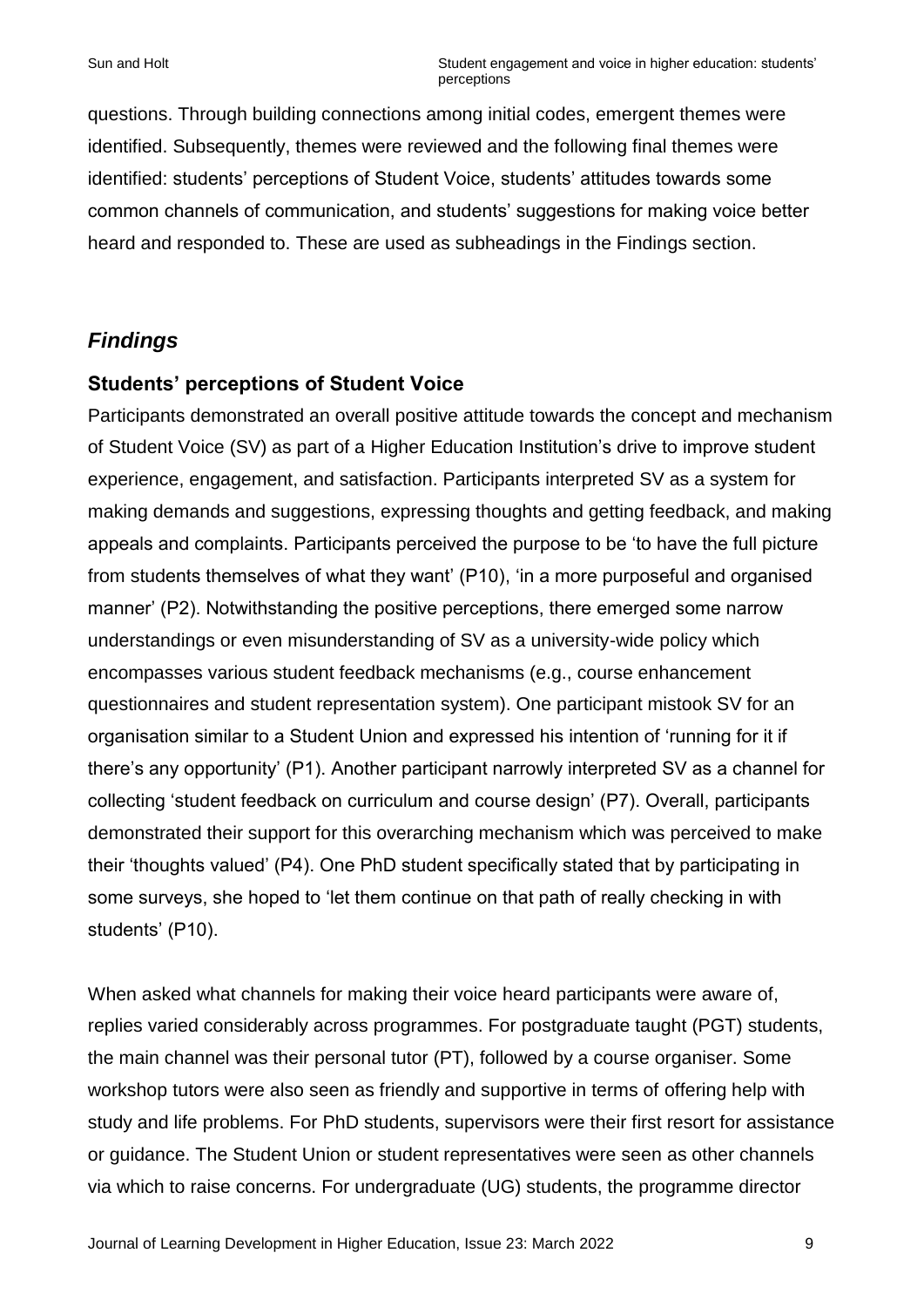questions. Through building connections among initial codes, emergent themes were identified. Subsequently, themes were reviewed and the following final themes were identified: students' perceptions of Student Voice, students' attitudes towards some common channels of communication, and students' suggestions for making voice better heard and responded to. These are used as subheadings in the Findings section.

## *Findings*

### Students' perceptions of Student Voice

Participants demonstrated an overall positive attitude towards the concept and mechanism of Student Voice (SV) as part of a Higher Education Institution's drive to improve student experience, engagement, and satisfaction. Participants interpreted SV as a system for making demands and suggestions, expressing thoughts and getting feedback, and making appeals and complaints. Participants perceived the purpose to be 'to have the full picture from students themselves of what they want' (P10), 'in a more purposeful and organised manner' (P2). Notwithstanding the positive perceptions, there emerged some narrow understandings or even misunderstanding of SV as a university-wide policy which encompasses various student feedback mechanisms (e.g., course enhancement questionnaires and student representation system). One participant mistook SV for an organisation similar to a Student Union and expressed his intention of 'running for it if there's any opportunity' (P1). Another participant narrowly interpreted SV as a channel for collecting 'student feedback on curriculum and course design' (P7). Overall, participants demonstrated their support for this overarching mechanism which was perceived to make their 'thoughts valued' (P4). One PhD student specifically stated that by participating in some surveys, she hoped to 'let them continue on that path of really checking in with students' (P10).

When asked what channels for making their voice heard participants were aware of, replies varied considerably across programmes. For postgraduate taught (PGT) students, the main channel was their personal tutor (PT), followed by a course organiser. Some workshop tutors were also seen as friendly and supportive in terms of offering help with study and life problems. For PhD students, supervisors were their first resort for assistance or guidance. The Student Union or student representatives were seen as other channels via which to raise concerns. For undergraduate (UG) students, the programme director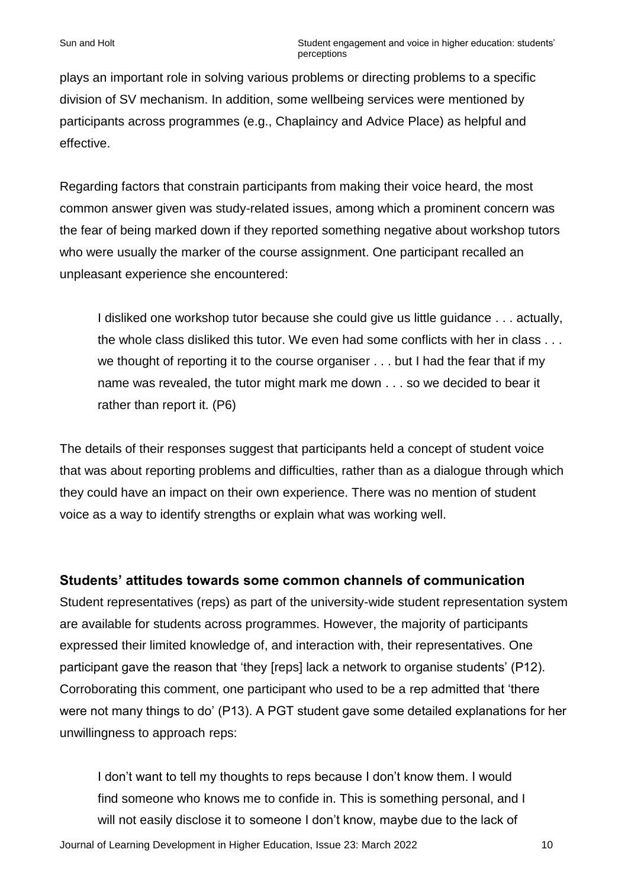plays an important role in solving various problems or directing problems to a specific division of SV mechanism. In addition, some wellbeing services were mentioned by participants across programmes (e.g., Chaplaincy and Advice Place) as helpful and effective.

Regarding factors that constrain participants from making their voice heard, the most common answer given was study-related issues, among which a prominent concern was the fear of being marked down if they reported something negative about workshop tutors who were usually the marker of the course assignment. One participant recalled an unpleasant experience she encountered:

> I disliked one workshop tutor because she could give us little guidance . . . actually, the whole class disliked this tutor. We even had some conflicts with her in class . . . we thought of reporting it to the course organiser . . . but I had the fear that if my name was revealed, the tutor might mark me down . . . so we decided to bear it rather than report it. (P6)

The details of their responses suggest that participants held a concept of student voice that was about reporting problems and difficulties, rather than as a dialogue through which they could have an impact on their own experience. There was no mention of student voice as a way to identify strengths or explain what was working well.

## Students' attitudes towards some common channels of communication

Student representatives (reps) as part of the university-wide student representation system are available for students across programmes. However, the majority of participants expressed their limited knowledge of, and interaction with, their representatives. One participant gave the reason that 'they [reps] lack a network to organise students' (P12). Corroborating this comment, one participant who used to be a rep admitted that 'there were not many things to do' (P13). A PGT student gave some detailed explanations for her unwillingness to approach reps:

> I don't want to tell my thoughts to reps because I don't know them. I would find someone who knows me to confide in. This is something personal, and I will not easily disclose it to someone I don't know, maybe due to the lack of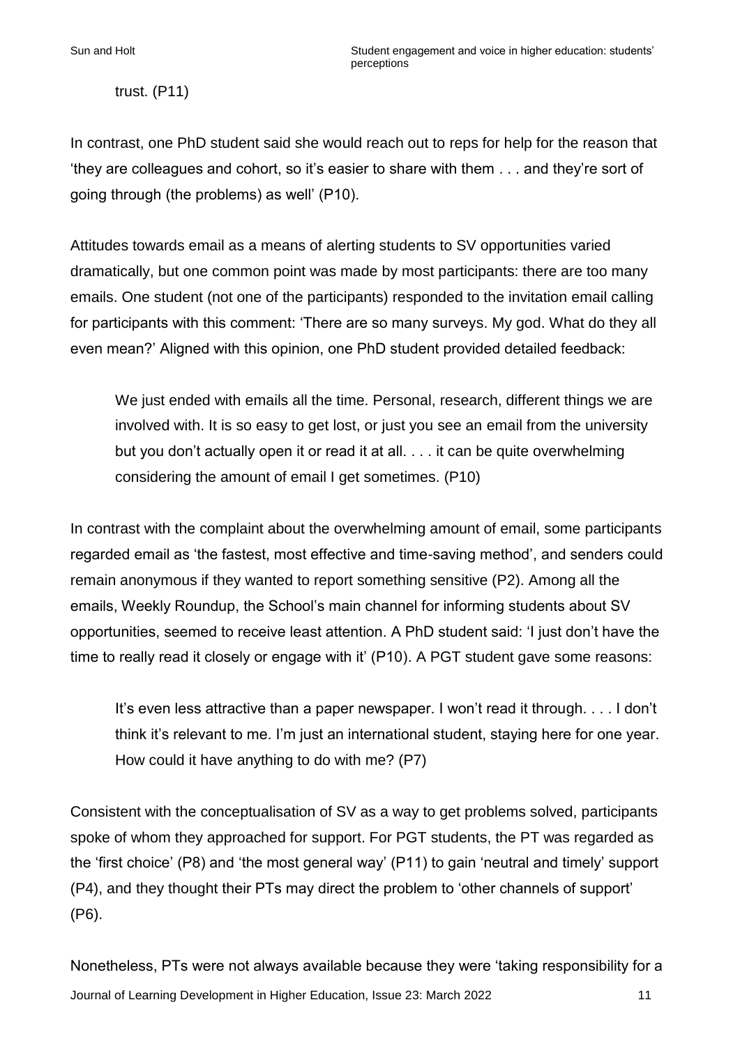trust. (P11)

In contrast, one PhD student said she would reach out to reps for help for the reason that 'they are colleagues and cohort, so it's easier to share with them . . . and they're sort of going through (the problems) as well' (P10).

Attitudes towards email as a means of alerting students to SV opportunities varied dramatically, but one common point was made by most participants: there are too many emails. One student (not one of the participants) responded to the invitation email calling for participants with this comment: 'There are so many surveys. My god. What do they all even mean?' Aligned with this opinion, one PhD student provided detailed feedback:

> We just ended with emails all the time. Personal, research, different things we are involved with. It is so easy to get lost, or just you see an email from the university but you don't actually open it or read it at all. . . . it can be quite overwhelming considering the amount of email I get sometimes. (P10)

In contrast with the complaint about the overwhelming amount of email, some participants regarded email as 'the fastest, most effective and time-saving method', and senders could remain anonymous if they wanted to report something sensitive (P2). Among all the emails, Weekly Roundup, the School's main channel for informing students about SV opportunities, seemed to receive least attention. A PhD student said: 'I just don't have the time to really read it closely or engage with it' (P10). A PGT student gave some reasons:

> It's even less attractive than a paper newspaper. I won't read it through. . . . I don't think it's relevant to me. I'm just an international student, staying here for one year. How could it have anything to do with me? (P7)

Consistent with the conceptualisation of SV as a way to get problems solved, participants spoke of whom they approached for support. For PGT students, the PT was regarded as the 'first choice' (P8) and 'the most general way' (P11) to gain 'neutral and timely' support (P4), and they thought their PTs may direct the problem to 'other channels of support' (P6).

Nonetheless, PTs were not always available because they were 'taking responsibility for a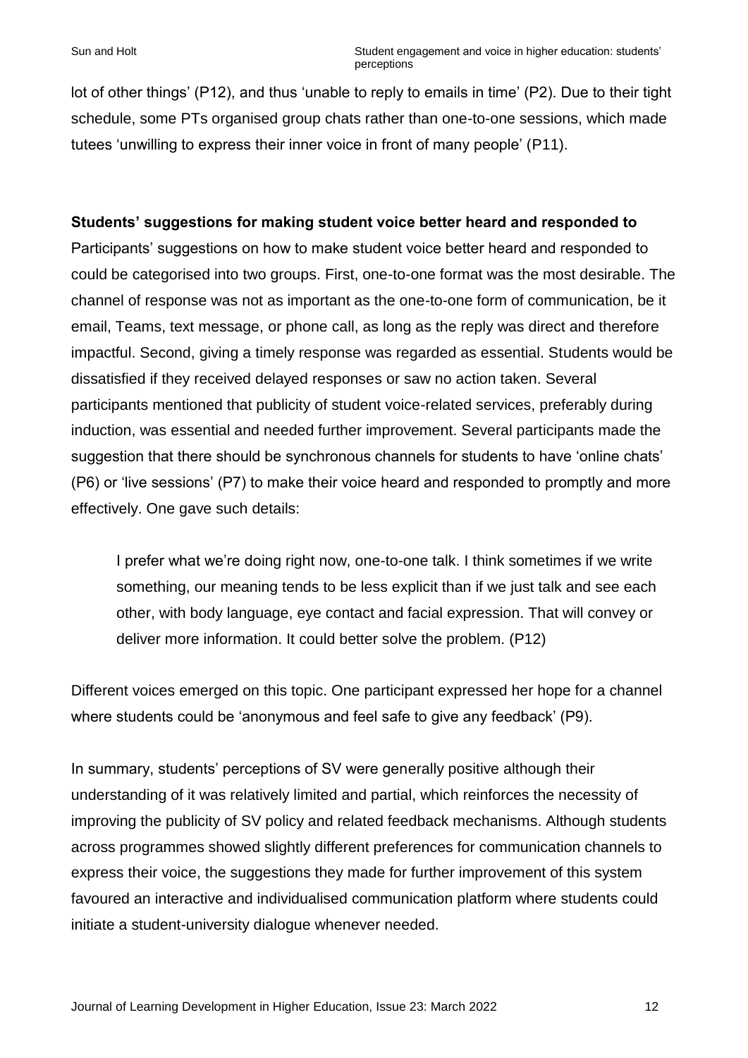lot of other things' (P12), and thus 'unable to reply to emails in time' (P2). Due to their tight schedule, some PTs organised group chats rather than one-to-one sessions, which made tutees 'unwilling to express their inner voice in front of many people' (P11).

**Students' suggestions for making student voice better heard and responded to**

Participants' suggestions on how to make student voice better heard and responded to could be categorised into two groups. First, one-to-one format was the most desirable. The channel of response was not as important as the one-to-one form of communication, be it email, Teams, text message, or phone call, as long as the reply was direct and therefore impactful. Second, giving a timely response was regarded as essential. Students would be dissatisfied if they received delayed responses or saw no action taken. Several participants mentioned that publicity of student voice-related services, preferably during induction, was essential and needed further improvement. Several participants made the suggestion that there should be synchronous channels for students to have 'online chats' (P6) or 'live sessions' (P7) to make their voice heard and responded to promptly and more effectively. One gave such details:

> I prefer what we're doing right now, one-to-one talk. I think sometimes if we write something, our meaning tends to be less explicit than if we just talk and see each other, with body language, eye contact and facial expression. That will convey or deliver more information. It could better solve the problem. (P12)

Different voices emerged on this topic. One participant expressed her hope for a channel where students could be 'anonymous and feel safe to give any feedback' (P9).

In summary, students' perceptions of SV were generally positive although their understanding of it was relatively limited and partial, which reinforces the necessity of improving the publicity of SV policy and related feedback mechanisms. Although students across programmes showed slightly different preferences for communication channels to express their voice, the suggestions they made for further improvement of this system favoured an interactive and individualised communication platform where students could initiate a student-university dialogue whenever needed.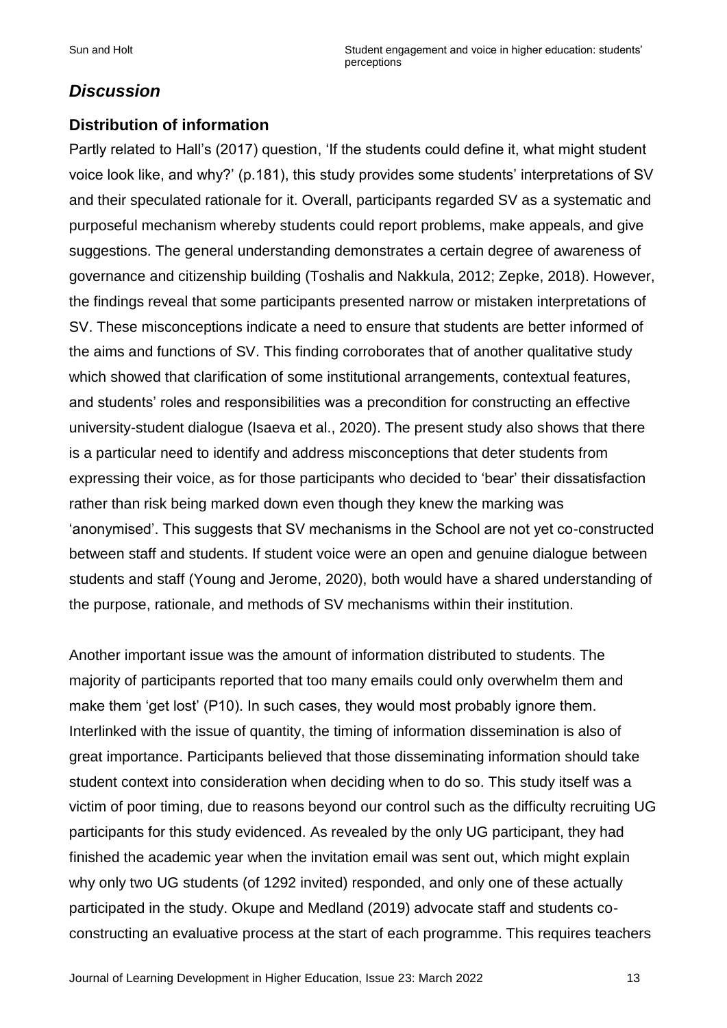## *Discussion*

### Distribution of information

Partly related to Hall's (2017) question, 'If the students could define it, what might student voice look like, and why?' (p.181), this study provides some students' interpretations of SV and their speculated rationale for it. Overall, participants regarded SV as a systematic and purposeful mechanism whereby students could report problems, make appeals, and give suggestions. The general understanding demonstrates a certain degree of awareness of governance and citizenship building (Toshalis and Nakkula, 2012; Zepke, 2018). However, the findings reveal that some participants presented narrow or mistaken interpretations of SV. These misconceptions indicate a need to ensure that students are better informed of the aims and functions of SV. This finding corroborates that of another qualitative study which showed that clarification of some institutional arrangements, contextual features, and students' roles and responsibilities was a precondition for constructing an effective university-student dialogue (Isaeva et al., 2020). The present study also shows that there is a particular need to identify and address misconceptions that deter students from expressing their voice, as for those participants who decided to 'bear' their dissatisfaction rather than risk being marked down even though they knew the marking was 'anonymised'. This suggests that SV mechanisms in the School are not yet co-constructed between staff and students. If student voice were an open and genuine dialogue between students and staff (Young and Jerome, 2020), both would have a shared understanding of the purpose, rationale, and methods of SV mechanisms within their institution.

Another important issue was the amount of information distributed to students. The majority of participants reported that too many emails could only overwhelm them and make them 'get lost' (P10). In such cases, they would most probably ignore them. Interlinked with the issue of quantity, the timing of information dissemination is also of great importance. Participants believed that those disseminating information should take student context into consideration when deciding when to do so. This study itself was a victim of poor timing, due to reasons beyond our control such as the difficulty recruiting UG participants for this study evidenced. As revealed by the only UG participant, they had finished the academic year when the invitation email was sent out, which might explain why only two UG students (of 1292 invited) responded, and only one of these actually participated in the study. Okupe and Medland (2019) advocate staff and students co-constructing an evaluative process at the start of each programme. This requires teachers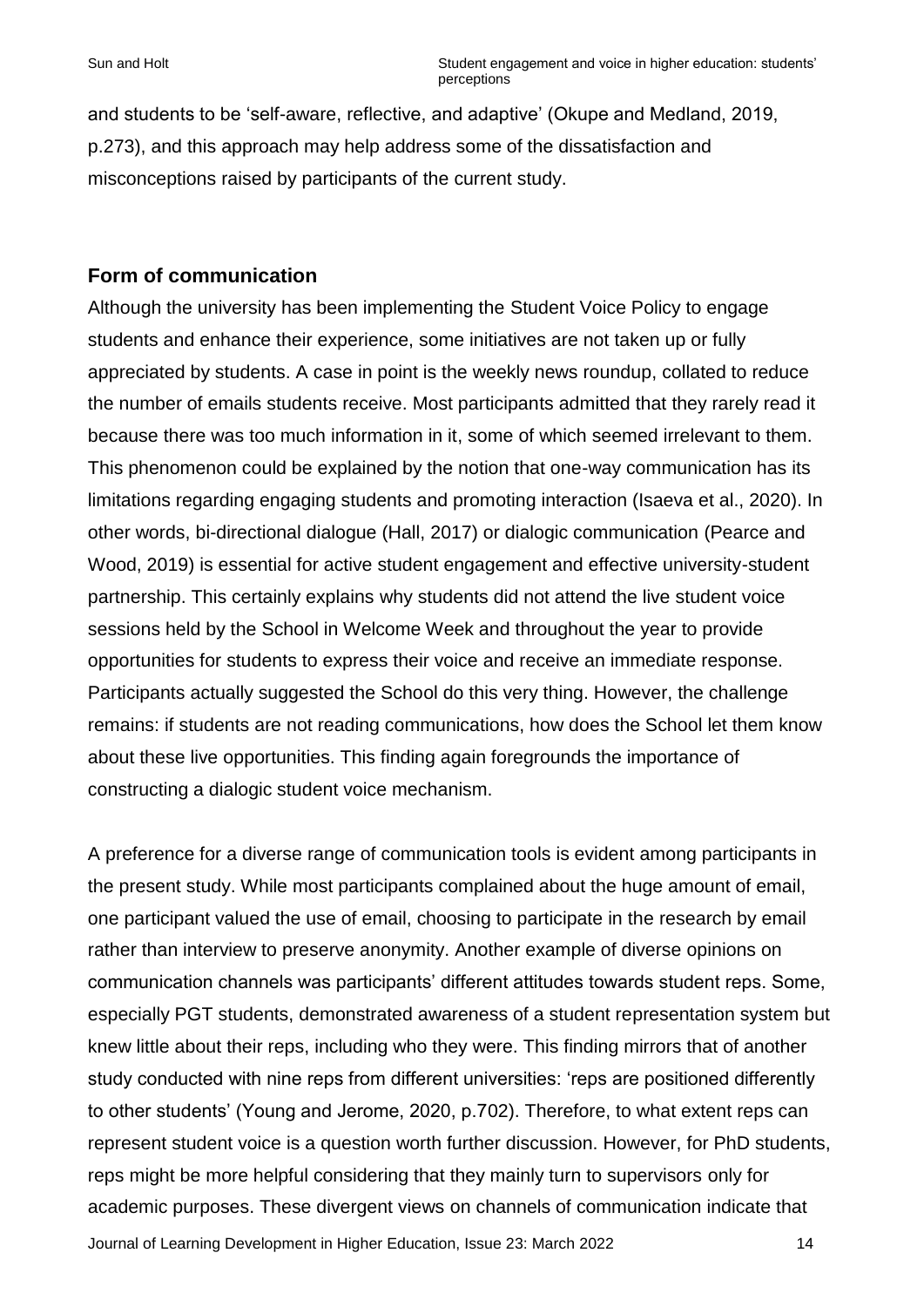and students to be 'self-aware, reflective, and adaptive' (Okupe and Medland, 2019, p.273), and this approach may help address some of the dissatisfaction and misconceptions raised by participants of the current study.

## Form of communication

Although the university has been implementing the Student Voice Policy to engage students and enhance their experience, some initiatives are not taken up or fully appreciated by students. A case in point is the weekly news roundup, collated to reduce the number of emails students receive. Most participants admitted that they rarely read it because there was too much information in it, some of which seemed irrelevant to them. This phenomenon could be explained by the notion that one-way communication has its limitations regarding engaging students and promoting interaction (Isaeva et al., 2020). In other words, bi-directional dialogue (Hall, 2017) or dialogic communication (Pearce and Wood, 2019) is essential for active student engagement and effective university-student partnership. This certainly explains why students did not attend the live student voice sessions held by the School in Welcome Week and throughout the year to provide opportunities for students to express their voice and receive an immediate response. Participants actually suggested the School do this very thing. However, the challenge remains: if students are not reading communications, how does the School let them know about these live opportunities. This finding again foregrounds the importance of constructing a dialogic student voice mechanism.

A preference for a diverse range of communication tools is evident among participants in the present study. While most participants complained about the huge amount of email, one participant valued the use of email, choosing to participate in the research by email rather than interview to preserve anonymity. Another example of diverse opinions on communication channels was participants' different attitudes towards student reps. Some, especially PGT students, demonstrated awareness of a student representation system but knew little about their reps, including who they were. This finding mirrors that of another study conducted with nine reps from different universities: 'reps are positioned differently to other students' (Young and Jerome, 2020, p.702). Therefore, to what extent reps can represent student voice is a question worth further discussion. However, for PhD students, reps might be more helpful considering that they mainly turn to supervisors only for academic purposes. These divergent views on channels of communication indicate that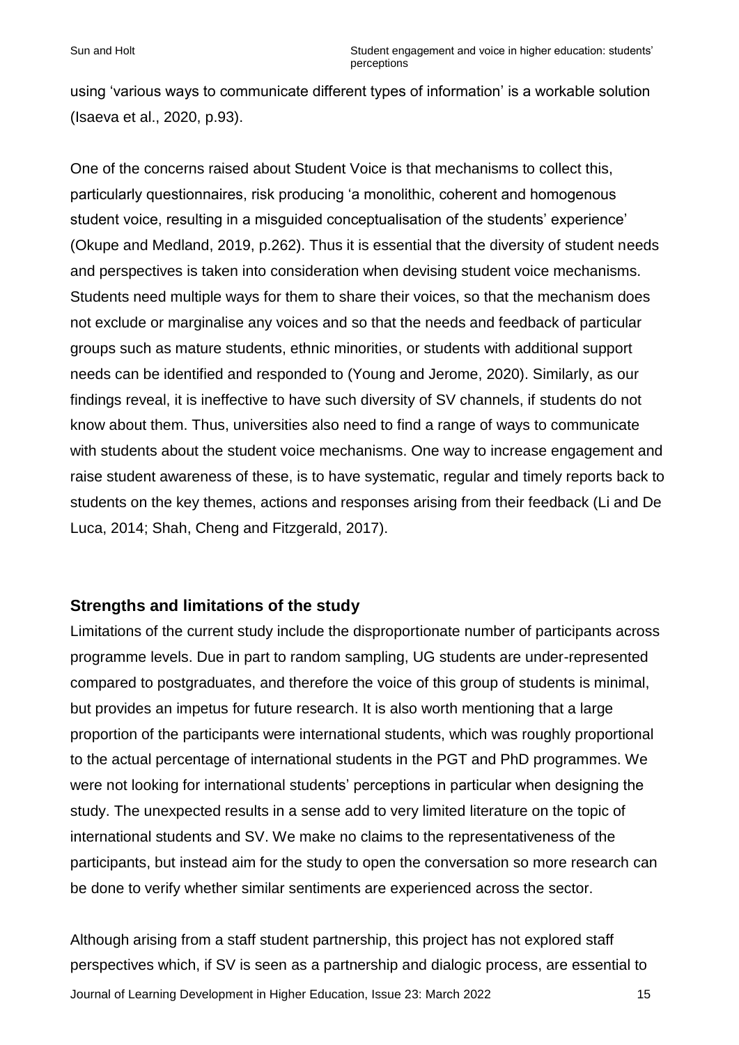using 'various ways to communicate different types of information' is a workable solution (Isaeva et al., 2020, p.93).

One of the concerns raised about Student Voice is that mechanisms to collect this, particularly questionnaires, risk producing 'a monolithic, coherent and homogenous student voice, resulting in a misguided conceptualisation of the students' experience' (Okupe and Medland, 2019, p.262). Thus it is essential that the diversity of student needs and perspectives is taken into consideration when devising student voice mechanisms. Students need multiple ways for them to share their voices, so that the mechanism does not exclude or marginalise any voices and so that the needs and feedback of particular groups such as mature students, ethnic minorities, or students with additional support needs can be identified and responded to (Young and Jerome, 2020). Similarly, as our findings reveal, it is ineffective to have such diversity of SV channels, if students do not know about them. Thus, universities also need to find a range of ways to communicate with students about the student voice mechanisms. One way to increase engagement and raise student awareness of these, is to have systematic, regular and timely reports back to students on the key themes, actions and responses arising from their feedback (Li and De Luca, 2014; Shah, Cheng and Fitzgerald, 2017).

## Strengths and limitations of the study

Limitations of the current study include the disproportionate number of participants across programme levels. Due in part to random sampling, UG students are under-represented compared to postgraduates, and therefore the voice of this group of students is minimal, but provides an impetus for future research. It is also worth mentioning that a large proportion of the participants were international students, which was roughly proportional to the actual percentage of international students in the PGT and PhD programmes. We were not looking for international students' perceptions in particular when designing the study. The unexpected results in a sense add to very limited literature on the topic of international students and SV. We make no claims to the representativeness of the participants, but instead aim for the study to open the conversation so more research can be done to verify whether similar sentiments are experienced across the sector.

Although arising from a staff student partnership, this project has not explored staff perspectives which, if SV is seen as a partnership and dialogic process, are essential to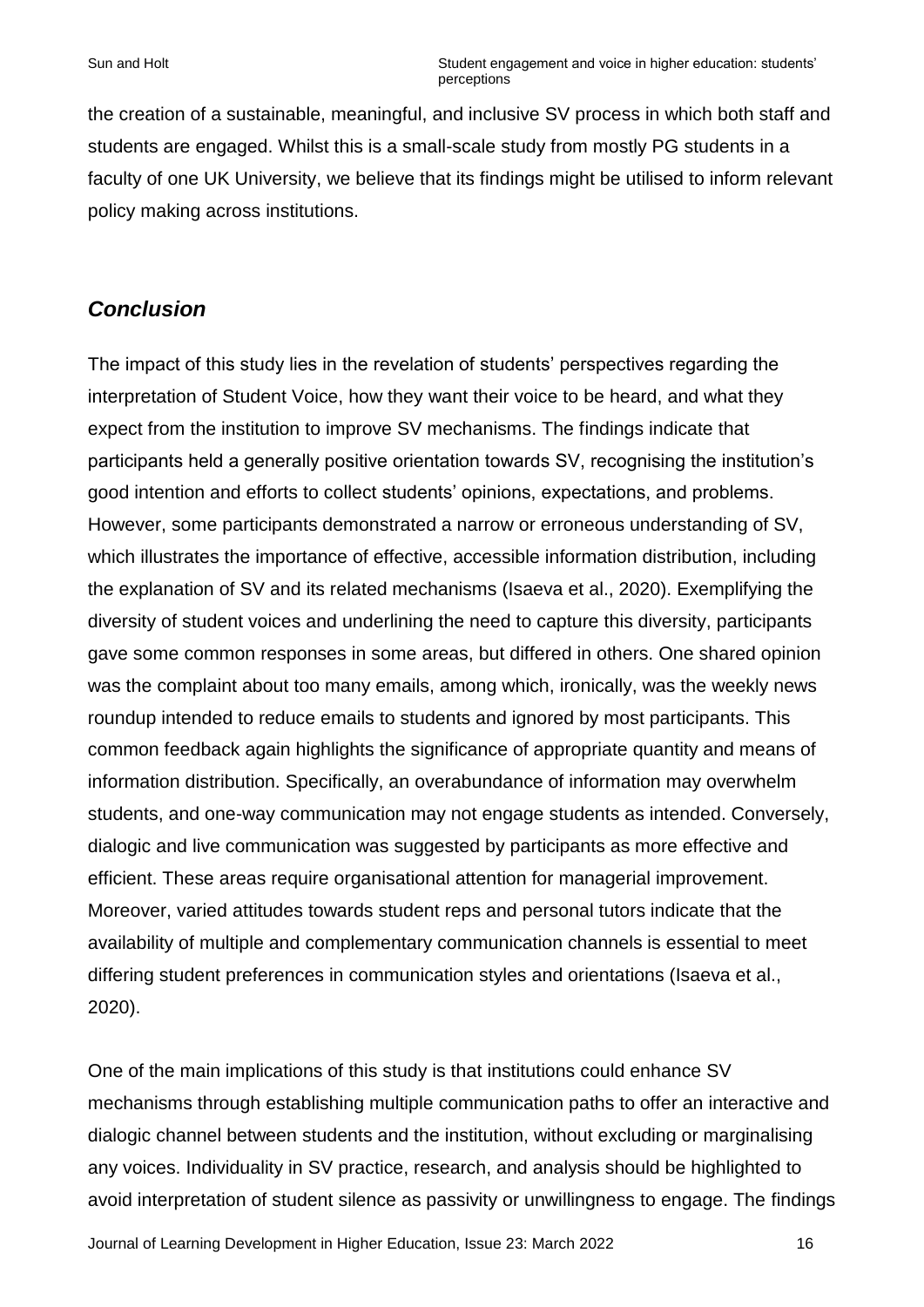the creation of a sustainable, meaningful, and inclusive SV process in which both staff and students are engaged. Whilst this is a small-scale study from mostly PG students in a faculty of one UK University, we believe that its findings might be utilised to inform relevant policy making across institutions.

## *Conclusion*

The impact of this study lies in the revelation of students' perspectives regarding the interpretation of Student Voice, how they want their voice to be heard, and what they expect from the institution to improve SV mechanisms. The findings indicate that participants held a generally positive orientation towards SV, recognising the institution's good intention and efforts to collect students' opinions, expectations, and problems. However, some participants demonstrated a narrow or erroneous understanding of SV, which illustrates the importance of effective, accessible information distribution, including the explanation of SV and its related mechanisms (Isaeva et al., 2020). Exemplifying the diversity of student voices and underlining the need to capture this diversity, participants gave some common responses in some areas, but differed in others. One shared opinion was the complaint about too many emails, among which, ironically, was the weekly news roundup intended to reduce emails to students and ignored by most participants. This common feedback again highlights the significance of appropriate quantity and means of information distribution. Specifically, an overabundance of information may overwhelm students, and one-way communication may not engage students as intended. Conversely, dialogic and live communication was suggested by participants as more effective and efficient. These areas require organisational attention for managerial improvement. Moreover, varied attitudes towards student reps and personal tutors indicate that the availability of multiple and complementary communication channels is essential to meet differing student preferences in communication styles and orientations (Isaeva et al., 2020).

One of the main implications of this study is that institutions could enhance SV mechanisms through establishing multiple communication paths to offer an interactive and dialogic channel between students and the institution, without excluding or marginalising any voices. Individuality in SV practice, research, and analysis should be highlighted to avoid interpretation of student silence as passivity or unwillingness to engage. The findings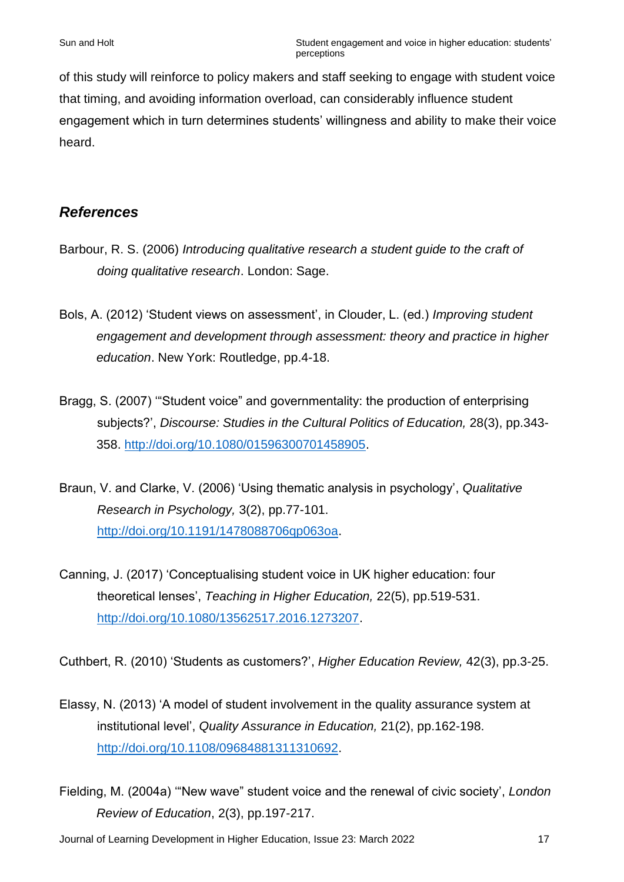of this study will reinforce to policy makers and staff seeking to engage with student voice that timing, and avoiding information overload, can considerably influence student engagement which in turn determines students' willingness and ability to make their voice heard.

## *References*

Barbour, R. S. (2006) *Introducing qualitative research a student guide to the craft of doing qualitative research*. London: Sage.

Bols, A. (2012) 'Student views on assessment', in Clouder, L. (ed.) *Improving student engagement and development through assessment: theory and practice in higher education*. New York: Routledge, pp.4-18.

Bragg, S. (2007) '"Student voice" and governmentality: the production of enterprising subjects?', *Discourse: Studies in the Cultural Politics of Education,* 28(3), pp.343-358. http://doi.org/10.1080/01596300701458905.

Braun, V. and Clarke, V. (2006) 'Using thematic analysis in psychology', *Qualitative Research in Psychology,* 3(2), pp.77-101. http://doi.org/10.1191/1478088706qp063oa.

Canning, J. (2017) 'Conceptualising student voice in UK higher education: four theoretical lenses', *Teaching in Higher Education,* 22(5), pp.519-531. http://doi.org/10.1080/13562517.2016.1273207.

Cuthbert, R. (2010) 'Students as customers?', *Higher Education Review,* 42(3), pp.3-25.

Elassy, N. (2013) 'A model of student involvement in the quality assurance system at institutional level', *Quality Assurance in Education,* 21(2), pp.162-198. http://doi.org/10.1108/09684881311310692.

Fielding, M. (2004a) '"New wave" student voice and the renewal of civic society', *London Review of Education*, 2(3), pp.197-217.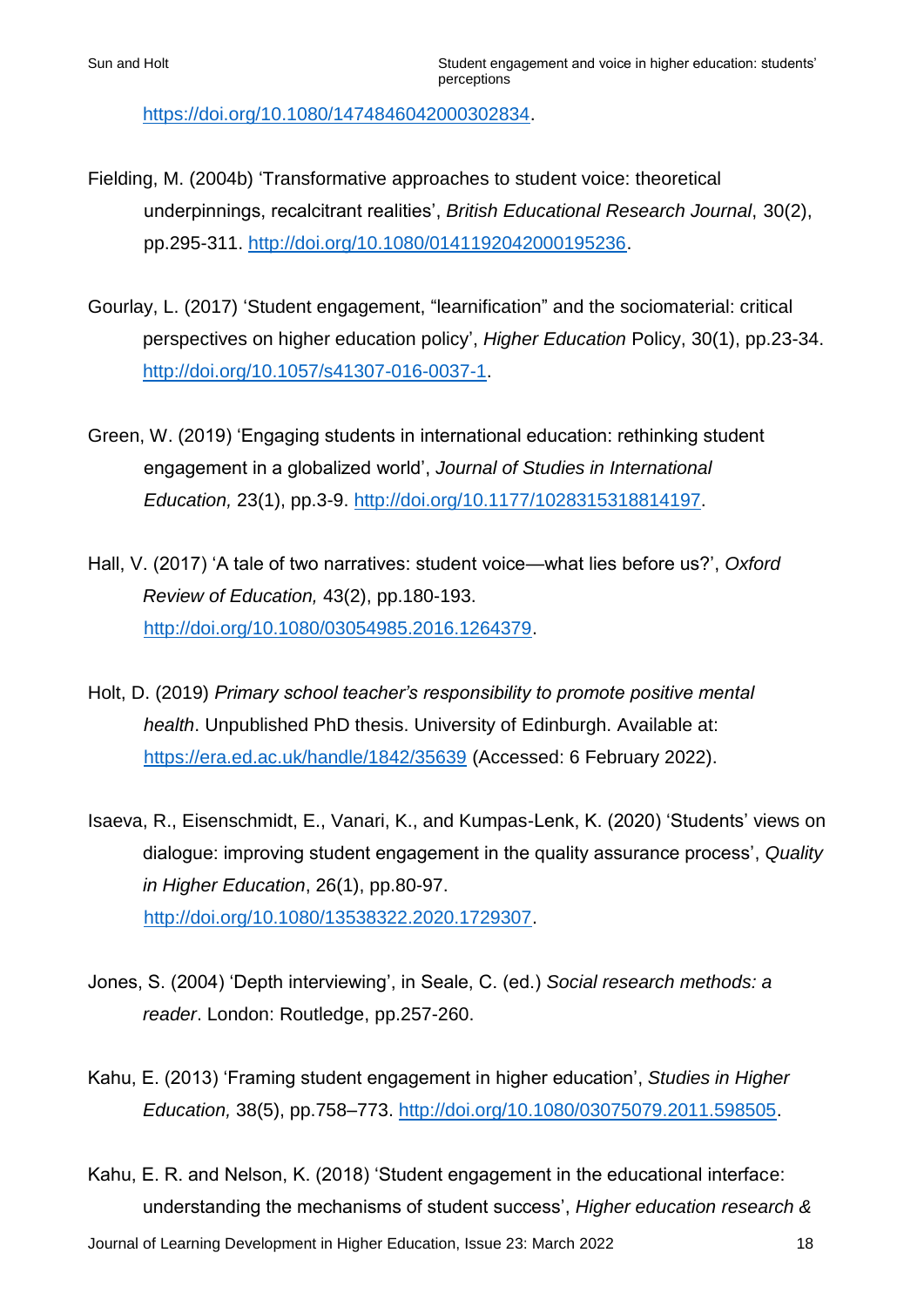https://doi.org/10.1080/1474846042000302834.

Fielding, M. (2004b) 'Transformative approaches to student voice: theoretical underpinnings, recalcitrant realities', *British Educational Research Journal*, 30(2), pp.295-311. http://doi.org/10.1080/0141192042000195236.

Gourlay, L. (2017) 'Student engagement, "learnification" and the sociomaterial: critical perspectives on higher education policy', *Higher Education* Policy, 30(1), pp.23-34. http://doi.org/10.1057/s41307-016-0037-1.

Green, W. (2019) 'Engaging students in international education: rethinking student engagement in a globalized world', *Journal of Studies in International Education,* 23(1), pp.3-9. http://doi.org/10.1177/1028315318814197.

Hall, V. (2017) 'A tale of two narratives: student voice—what lies before us?', *Oxford Review of Education,* 43(2), pp.180-193. http://doi.org/10.1080/03054985.2016.1264379.

Holt, D. (2019) *Primary school teacher's responsibility to promote positive mental health*. Unpublished PhD thesis. University of Edinburgh. Available at: https://era.ed.ac.uk/handle/1842/35639 (Accessed: 6 February 2022).

Isaeva, R., Eisenschmidt, E., Vanari, K., and Kumpas-Lenk, K. (2020) 'Students' views on dialogue: improving student engagement in the quality assurance process', *Quality in Higher Education*, 26(1), pp.80-97. http://doi.org/10.1080/13538322.2020.1729307.

Jones, S. (2004) 'Depth interviewing', in Seale, C. (ed.) *Social research methods: a reader*. London: Routledge, pp.257-260.

Kahu, E. (2013) 'Framing student engagement in higher education', *Studies in Higher Education,* 38(5), pp.758–773. http://doi.org/10.1080/03075079.2011.598505.

Kahu, E. R. and Nelson, K. (2018) 'Student engagement in the educational interface: understanding the mechanisms of student success', *Higher education research &*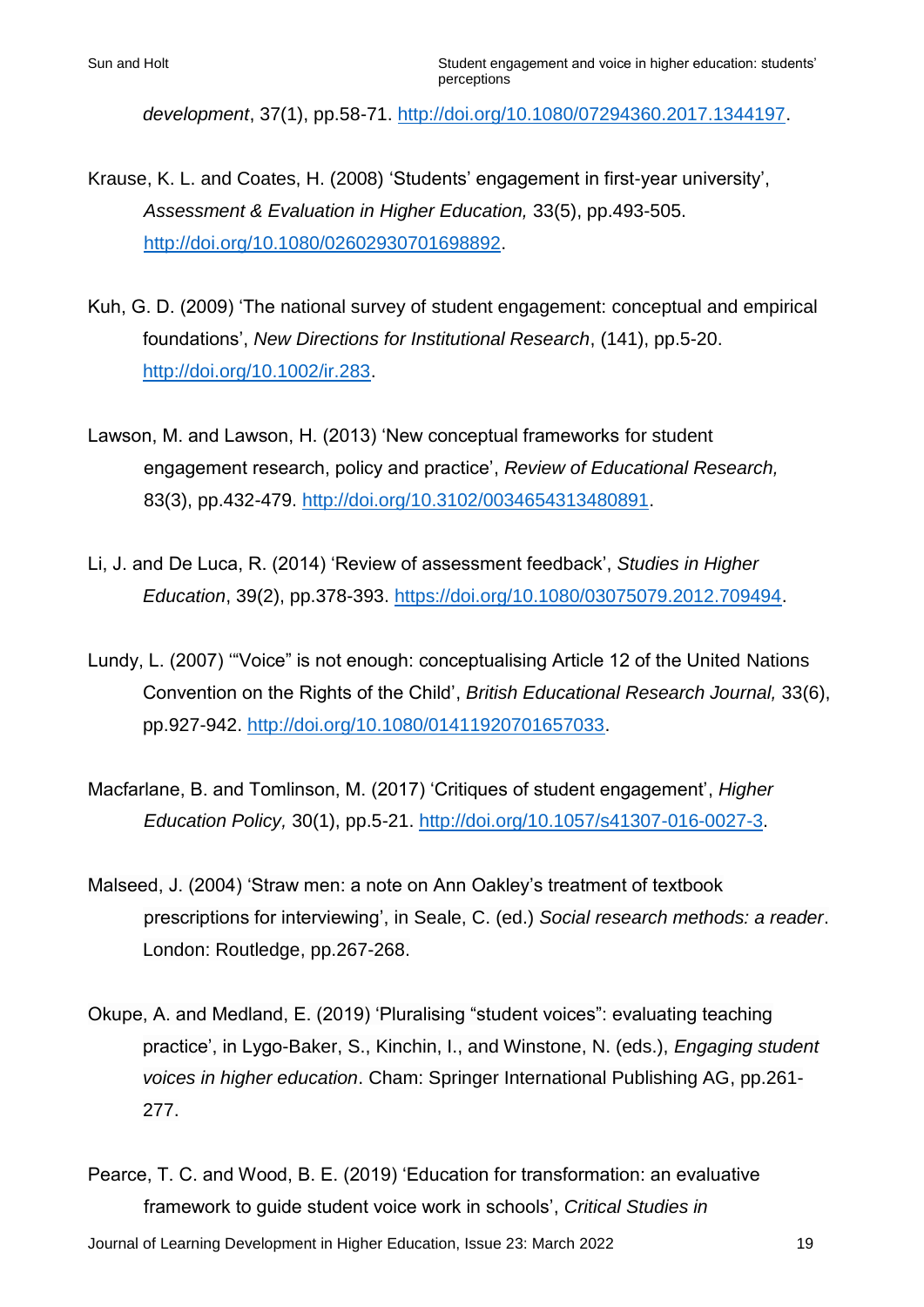*development*, 37(1), pp.58-71. http://doi.org/10.1080/07294360.2017.1344197.

Krause, K. L. and Coates, H. (2008) 'Students' engagement in first-year university', *Assessment & Evaluation in Higher Education,* 33(5), pp.493-505. http://doi.org/10.1080/02602930701698892.

Kuh, G. D. (2009) 'The national survey of student engagement: conceptual and empirical foundations', *New Directions for Institutional Research*, (141), pp.5-20. http://doi.org/10.1002/ir.283.

Lawson, M. and Lawson, H. (2013) 'New conceptual frameworks for student engagement research, policy and practice', *Review of Educational Research,* 83(3), pp.432-479. http://doi.org/10.3102/0034654313480891.

Li, J. and De Luca, R. (2014) 'Review of assessment feedback', *Studies in Higher Education*, 39(2), pp.378-393. https://doi.org/10.1080/03075079.2012.709494.

Lundy, L. (2007) '"Voice" is not enough: conceptualising Article 12 of the United Nations Convention on the Rights of the Child', *British Educational Research Journal,* 33(6), pp.927-942. http://doi.org/10.1080/01411920701657033.

Macfarlane, B. and Tomlinson, M. (2017) 'Critiques of student engagement', *Higher Education Policy,* 30(1), pp.5-21. http://doi.org/10.1057/s41307-016-0027-3.

Malseed, J. (2004) 'Straw men: a note on Ann Oakley's treatment of textbook prescriptions for interviewing', in Seale, C. (ed.) *Social research methods: a reader*. London: Routledge, pp.267-268.

Okupe, A. and Medland, E. (2019) 'Pluralising "student voices": evaluating teaching practice', in Lygo-Baker, S., Kinchin, I., and Winstone, N. (eds.), *Engaging student voices in higher education*. Cham: Springer International Publishing AG, pp.261-277.

Pearce, T. C. and Wood, B. E. (2019) 'Education for transformation: an evaluative framework to guide student voice work in schools', *Critical Studies in*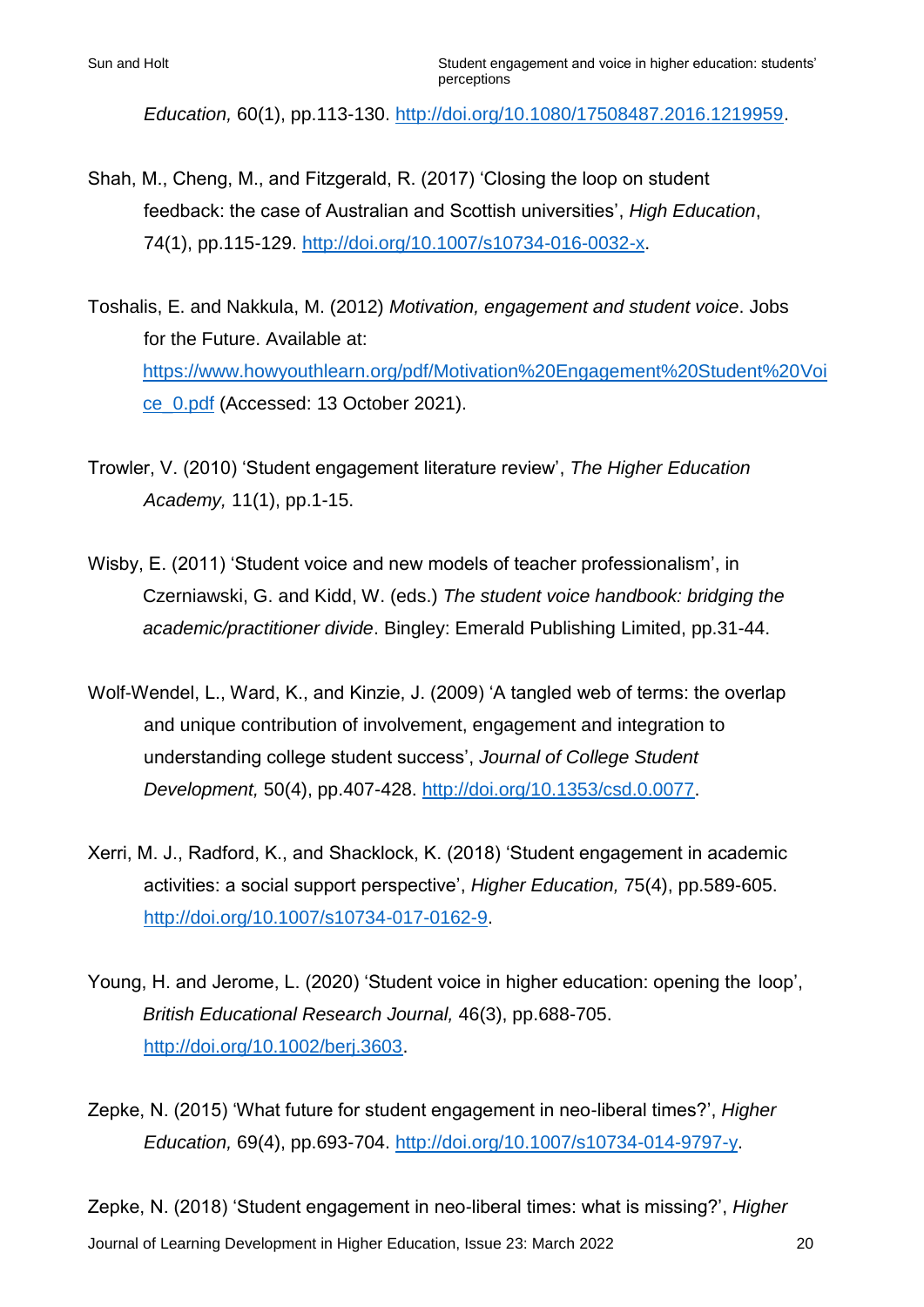*Education,* 60(1), pp.113-130. [http://doi.org/10.1080/17508487.2016.1219959](http://doi.org/10.1080/17508487.2016.1219959).

Shah, M., Cheng, M., and Fitzgerald, R. (2017) 'Closing the loop on student feedback: the case of Australian and Scottish universities', *High Education*, 74(1), pp.115-129. [http://doi.org/10.1007/s10734-016-0032-x](http://doi.org/10.1007/s10734-016-0032-x).

Toshalis, E. and Nakkula, M. (2012) *Motivation, engagement and student voice*. Jobs for the Future. Available at: [https://www.howyouthlearn.org/pdf/Motivation%20Engagement%20Student%20Voice_0.pdf](https://www.howyouthlearn.org/pdf/Motivation%20Engagement%20Student%20Voice_0.pdf) (Accessed: 13 October 2021).

Trowler, V. (2010) 'Student engagement literature review', *The Higher Education Academy,* 11(1), pp.1-15.

Wisby, E. (2011) 'Student voice and new models of teacher professionalism', in Czerniawski, G. and Kidd, W. (eds.) *The student voice handbook: bridging the academic/practitioner divide*. Bingley: Emerald Publishing Limited, pp.31-44.

Wolf-Wendel, L., Ward, K., and Kinzie, J. (2009) 'A tangled web of terms: the overlap and unique contribution of involvement, engagement and integration to understanding college student success', *Journal of College Student Development,* 50(4), pp.407-428. [http://doi.org/10.1353/csd.0.0077](http://doi.org/10.1353/csd.0.0077).

Xerri, M. J., Radford, K., and Shacklock, K. (2018) 'Student engagement in academic activities: a social support perspective', *Higher Education,* 75(4), pp.589-605. [http://doi.org/10.1007/s10734-017-0162-9](http://doi.org/10.1007/s10734-017-0162-9).

Young, H. and Jerome, L. (2020) 'Student voice in higher education: opening the loop', *British Educational Research Journal,* 46(3), pp.688-705. [http://doi.org/10.1002/berj.3603](http://doi.org/10.1002/berj.3603).

Zepke, N. (2015) 'What future for student engagement in neo-liberal times?', *Higher Education,* 69(4), pp.693-704. [http://doi.org/10.1007/s10734-014-9797-y](http://doi.org/10.1007/s10734-014-9797-y).

Zepke, N. (2018) 'Student engagement in neo-liberal times: what is missing?', *Higher*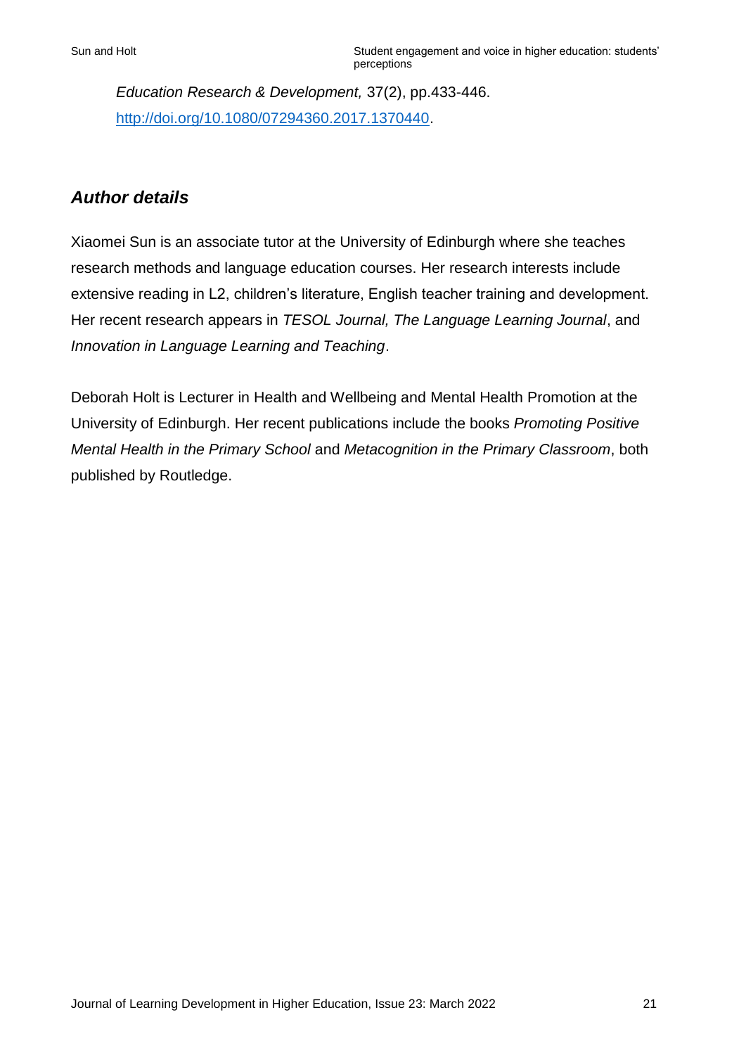*Education Research & Development,* 37(2), pp.433-446. http://doi.org/10.1080/07294360.2017.1370440.

## *Author details*

Xiaomei Sun is an associate tutor at the University of Edinburgh where she teaches research methods and language education courses. Her research interests include extensive reading in L2, children's literature, English teacher training and development. Her recent research appears in *TESOL Journal, The Language Learning Journal*, and *Innovation in Language Learning and Teaching*.

Deborah Holt is Lecturer in Health and Wellbeing and Mental Health Promotion at the University of Edinburgh. Her recent publications include the books *Promoting Positive Mental Health in the Primary School* and *Metacognition in the Primary Classroom*, both published by Routledge.